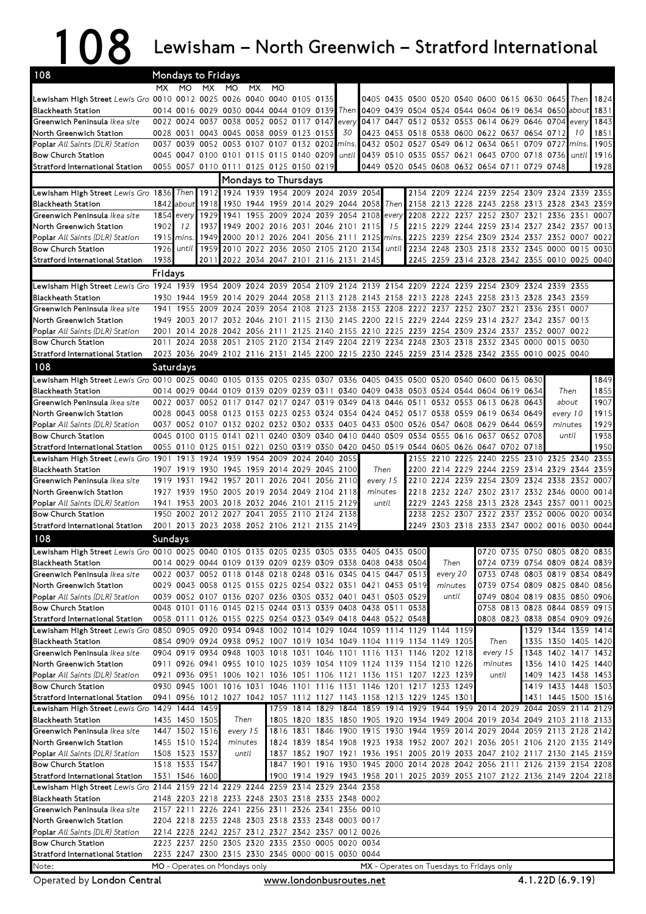# 108 Lewisham – North Greenwich – Stratford International

## Mondays to Fridays

| 108 | MX | MO | MX | MO | MX | MO | | | | | | | | | | | | | | |
|---|---|---|---|---|---|---|---|---|---|---|---|---|---|---|---|---|---|---|---|---|
| Lewisham High Street *Lewis Gro* | 0010 | 0012 | 0025 | 0026 | 0040 | 0040 | 0105 | 0135 | | 0405 | 0435 | 0500 | 0520 | 0540 | 0600 | 0615 | 0630 | 0645 | Then | 1824 |
| Blackheath Station | 0014 | 0016 | 0029 | 0030 | 0044 | 0044 | 0109 | 0139 | Then | 0409 | 0439 | 0504 | 0524 | 0544 | 0604 | 0619 | 0634 | 0650 | about | 1831 |
| Greenwich Peninsula *Ikea site* | 0022 | 0024 | 0037 | 0038 | 0052 | 0052 | 0117 | 0147 | every | 0417 | 0447 | 0512 | 0532 | 0553 | 0614 | 0629 | 0646 | 0704 | every | 1843 |
| North Greenwich Station | 0028 | 0031 | 0043 | 0045 | 0058 | 0059 | 0123 | 0153 | 30 | 0423 | 0453 | 0518 | 0538 | 0600 | 0622 | 0637 | 0654 | 0712 | 10 | 1851 |
| Poplar *All Saints (DLR) Station* | 0037 | 0039 | 0052 | 0053 | 0107 | 0107 | 0132 | 0202 | mins. | 0432 | 0502 | 0527 | 0549 | 0612 | 0634 | 0651 | 0709 | 0727 | mins. | 1905 |
| Bow Church Station | 0045 | 0047 | 0100 | 0101 | 0115 | 0115 | 0140 | 0209 | until | 0439 | 0510 | 0535 | 0557 | 0621 | 0643 | 0700 | 0718 | 0736 | until | 1916 |
| Stratford International Station | 0055 | 0057 | 0110 | 0111 | 0125 | 0125 | 0150 | 0219 | | 0449 | 0520 | 0545 | 0608 | 0632 | 0654 | 0711 | 0729 | 0748 | | 1928 |

## Mondays to Thursdays

| | | | | | | | | | | | | | | | | | | | |
|---|---|---|---|---|---|---|---|---|---|---|---|---|---|---|---|---|---|---|---|
| Lewisham High Street *Lewis Gro* | 1836 | Then | 1912 | 1924 | 1939 | 1954 | 2009 | 2024 | 2039 | 2054 | | 2154 | 2209 | 2224 | 2239 | 2254 | 2309 | 2324 | 2339 | 2355 |
| Blackheath Station | 1842 | about | 1918 | 1930 | 1944 | 1959 | 2014 | 2029 | 2044 | 2058 | Then | 2158 | 2213 | 2228 | 2243 | 2258 | 2313 | 2328 | 2343 | 2359 |
| Greenwich Peninsula *Ikea site* | 1854 | every | 1929 | 1941 | 1955 | 2009 | 2024 | 2039 | 2054 | 2108 | every | 2208 | 2222 | 2237 | 2252 | 2307 | 2321 | 2336 | 2351 | 0007 |
| North Greenwich Station | 1902 | 12 | 1937 | 1949 | 2002 | 2016 | 2031 | 2046 | 2101 | 2115 | 15 | 2215 | 2229 | 2244 | 2259 | 2314 | 2327 | 2342 | 2357 | 0013 |
| Poplar *All Saints (DLR) Station* | 1915 | mins. | 1949 | 2000 | 2012 | 2026 | 2041 | 2056 | 2111 | 2125 | mins. | 2225 | 2239 | 2254 | 2309 | 2324 | 2337 | 2352 | 0007 | 0022 |
| Bow Church Station | 1926 | until | 1959 | 2010 | 2022 | 2036 | 2050 | 2105 | 2120 | 2134 | until | 2234 | 2248 | 2303 | 2318 | 2332 | 2345 | 0000 | 0015 | 0030 |
| Stratford International Station | 1938 | | 2011 | 2022 | 2034 | 2047 | 2101 | 2116 | 2131 | 2145 | | 2245 | 2259 | 2314 | 2328 | 2342 | 2355 | 0010 | 0025 | 0040 |

## Fridays

| | | | | | | | | | | | | | | | | | | | | |
|---|---|---|---|---|---|---|---|---|---|---|---|---|---|---|---|---|---|---|---|---|
| Lewisham High Street *Lewis Gro* | 1924 | 1939 | 1954 | 2009 | 2024 | 2039 | 2054 | 2109 | 2124 | 2139 | 2154 | 2209 | 2224 | 2239 | 2254 | 2309 | 2324 | 2339 | 2355 | |
| Blackheath Station | 1930 | 1944 | 1959 | 2014 | 2029 | 2044 | 2058 | 2113 | 2128 | 2143 | 2158 | 2213 | 2228 | 2243 | 2258 | 2313 | 2328 | 2343 | 2359 | |
| Greenwich Peninsula *Ikea site* | 1941 | 1955 | 2009 | 2024 | 2039 | 2054 | 2108 | 2123 | 2138 | 2153 | 2208 | 2222 | 2237 | 2252 | 2307 | 2321 | 2336 | 2351 | 0007 | |
| North Greenwich Station | 1949 | 2003 | 2017 | 2032 | 2046 | 2101 | 2115 | 2130 | 2145 | 2200 | 2215 | 2229 | 2244 | 2259 | 2314 | 2327 | 2342 | 2357 | 0013 | |
| Poplar *All Saints (DLR) Station* | 2001 | 2014 | 2028 | 2042 | 2056 | 2111 | 2125 | 2140 | 2155 | 2210 | 2225 | 2239 | 2254 | 2309 | 2324 | 2337 | 2352 | 0007 | 0022 | |
| Bow Church Station | 2011 | 2024 | 2038 | 2051 | 2105 | 2120 | 2134 | 2149 | 2204 | 2219 | 2234 | 2248 | 2303 | 2318 | 2332 | 2345 | 0000 | 0015 | 0030 | |
| Stratford International Station | 2023 | 2036 | 2049 | 2102 | 2116 | 2131 | 2145 | 2200 | 2215 | 2230 | 2245 | 2259 | 2314 | 2328 | 2342 | 2355 | 0010 | 0025 | 0040 | |

## Saturdays

| 108 | | | | | | | | | | | | | | | | | | | | |
|---|---|---|---|---|---|---|---|---|---|---|---|---|---|---|---|---|---|---|---|---|
| Lewisham High Street *Lewis Gro* | 0010 | 0025 | 0040 | 0105 | 0135 | 0205 | 0235 | 0307 | 0336 | 0405 | 0435 | 0500 | 0520 | 0540 | 0600 | 0615 | 0630 | | 1849 |
| Blackheath Station | 0014 | 0029 | 0044 | 0109 | 0139 | 0209 | 0239 | 0311 | 0340 | 0409 | 0438 | 0503 | 0524 | 0544 | 0604 | 0619 | 0634 | Then | 1855 |
| Greenwich Peninsula *Ikea site* | 0022 | 0037 | 0052 | 0117 | 0147 | 0217 | 0247 | 0319 | 0349 | 0418 | 0446 | 0511 | 0532 | 0553 | 0613 | 0628 | 0643 | about | 1907 |
| North Greenwich Station | 0028 | 0043 | 0058 | 0123 | 0153 | 0223 | 0253 | 0324 | 0354 | 0424 | 0452 | 0517 | 0538 | 0559 | 0619 | 0634 | 0649 | every 10 | 1915 |
| Poplar *All Saints (DLR) Station* | 0037 | 0052 | 0107 | 0132 | 0202 | 0232 | 0302 | 0333 | 0403 | 0433 | 0500 | 0526 | 0547 | 0608 | 0629 | 0644 | 0659 | minutes | 1929 |
| Bow Church Station | 0045 | 0100 | 0115 | 0141 | 0211 | 0240 | 0309 | 0340 | 0410 | 0440 | 0509 | 0534 | 0555 | 0616 | 0637 | 0652 | 0708 | until | 1938 |
| Stratford International Station | 0055 | 0110 | 0125 | 0151 | 0221 | 0250 | 0319 | 0350 | 0420 | 0450 | 0519 | 0544 | 0605 | 0626 | 0647 | 0702 | 0718 | | 1950 |

| | | | | | | | | | | | | | | | | | | |
|---|---|---|---|---|---|---|---|---|---|---|---|---|---|---|---|---|---|---|
| Lewisham High Street *Lewis Gro* | 1901 | 1913 | 1924 | 1939 | 1954 | 2009 | 2024 | 2040 | 2055 | | 2155 | 2210 | 2225 | 2240 | 2255 | 2310 | 2325 | 2340 | 2355 |
| Blackheath Station | 1907 | 1919 | 1930 | 1945 | 1959 | 2014 | 2029 | 2045 | 2100 | Then | 2200 | 2214 | 2229 | 2244 | 2259 | 2314 | 2329 | 2344 | 2359 |
| Greenwich Peninsula *Ikea site* | 1919 | 1931 | 1942 | 1957 | 2011 | 2026 | 2041 | 2056 | 2110 | every 15 | 2210 | 2224 | 2239 | 2254 | 2309 | 2324 | 2338 | 2352 | 0007 |
| North Greenwich Station | 1927 | 1939 | 1950 | 2005 | 2019 | 2034 | 2049 | 2104 | 2118 | minutes | 2218 | 2232 | 2247 | 2302 | 2317 | 2332 | 2346 | 0000 | 0014 |
| Poplar *All Saints (DLR) Station* | 1941 | 1953 | 2003 | 2018 | 2032 | 2046 | 2101 | 2115 | 2129 | until | 2229 | 2243 | 2258 | 2313 | 2328 | 2343 | 2357 | 0011 | 0025 |
| Bow Church Station | 1950 | 2002 | 2012 | 2027 | 2041 | 2055 | 2110 | 2124 | 2138 | | 2238 | 2252 | 2307 | 2322 | 2337 | 2352 | 0006 | 0020 | 0034 |
| Stratford International Station | 2001 | 2013 | 2023 | 2038 | 2052 | 2106 | 2121 | 2135 | 2149 | | 2249 | 2303 | 2318 | 2333 | 2347 | 0002 | 0016 | 0030 | 0044 |

## Sundays

| 108 | | | | | | | | | | | | | | | | | | | |
|---|---|---|---|---|---|---|---|---|---|---|---|---|---|---|---|---|---|---|---|
| Lewisham High Street *Lewis Gro* | 0010 | 0025 | 0040 | 0105 | 0135 | 0205 | 0235 | 0305 | 0335 | 0405 | 0435 | 0500 | | 0720 | 0735 | 0750 | 0805 | 0820 | 0835 |
| Blackheath Station | 0014 | 0029 | 0044 | 0109 | 0139 | 0209 | 0239 | 0309 | 0338 | 0408 | 0438 | 0504 | Then | 0724 | 0739 | 0754 | 0809 | 0824 | 0839 |
| Greenwich Peninsula *Ikea site* | 0022 | 0037 | 0052 | 0118 | 0148 | 0218 | 0248 | 0316 | 0345 | 0415 | 0447 | 0513 | every 20 | 0733 | 0748 | 0803 | 0819 | 0834 | 0849 |
| North Greenwich Station | 0029 | 0043 | 0058 | 0125 | 0155 | 0225 | 0254 | 0322 | 0351 | 0421 | 0453 | 0519 | minutes | 0739 | 0754 | 0809 | 0825 | 0840 | 0856 |
| Poplar *All Saints (DLR) Station* | 0039 | 0052 | 0107 | 0136 | 0207 | 0236 | 0305 | 0332 | 0401 | 0431 | 0503 | 0529 | until | 0749 | 0804 | 0819 | 0835 | 0850 | 0906 |
| Bow Church Station | 0048 | 0101 | 0116 | 0145 | 0215 | 0244 | 0313 | 0339 | 0408 | 0438 | 0511 | 0538 | | 0758 | 0813 | 0828 | 0844 | 0859 | 0915 |
| Stratford International Station | 0058 | 0111 | 0126 | 0155 | 0225 | 0254 | 0323 | 0349 | 0418 | 0448 | 0522 | 0548 | | 0808 | 0823 | 0838 | 0854 | 0909 | 0926 |

| | | | | | | | | | | | | | | | | | | | |
|---|---|---|---|---|---|---|---|---|---|---|---|---|---|---|---|---|---|---|---|
| Lewisham High Street *Lewis Gro* | 0850 | 0905 | 0920 | 0934 | 0948 | 1002 | 1014 | 1029 | 1044 | 1059 | 1114 | 1129 | 1144 | 1159 | | 1329 | 1344 | 1359 | 1414 |
| Blackheath Station | 0854 | 0909 | 0924 | 0938 | 0952 | 1007 | 1019 | 1034 | 1049 | 1104 | 1119 | 1134 | 1149 | 1205 | Then | 1335 | 1350 | 1405 | 1420 |
| Greenwich Peninsula *Ikea site* | 0904 | 0919 | 0934 | 0948 | 1003 | 1018 | 1031 | 1046 | 1101 | 1116 | 1131 | 1146 | 1202 | 1218 | every 15 | 1348 | 1402 | 1417 | 1432 |
| North Greenwich Station | 0911 | 0926 | 0941 | 0955 | 1010 | 1025 | 1039 | 1054 | 1109 | 1124 | 1139 | 1154 | 1210 | 1226 | minutes | 1356 | 1410 | 1425 | 1440 |
| Poplar *All Saints (DLR) Station* | 0921 | 0936 | 0951 | 1006 | 1021 | 1036 | 1051 | 1106 | 1121 | 1136 | 1151 | 1207 | 1223 | 1239 | until | 1409 | 1423 | 1438 | 1453 |
| Bow Church Station | 0930 | 0945 | 1001 | 1016 | 1031 | 1046 | 1101 | 1116 | 1131 | 1146 | 1201 | 1217 | 1233 | 1249 | | 1419 | 1433 | 1448 | 1503 |
| Stratford International Station | 0941 | 0956 | 1012 | 1027 | 1042 | 1057 | 1112 | 1127 | 1143 | 1158 | 1213 | 1229 | 1245 | 1301 | | 1431 | 1445 | 1500 | 1516 |

| | | | | | | | | | | | | | | | | | | |
|---|---|---|---|---|---|---|---|---|---|---|---|---|---|---|---|---|---|---|
| Lewisham High Street *Lewis Gro* | 1429 | 1444 | 1459 | | 1759 | 1814 | 1829 | 1844 | 1859 | 1914 | 1929 | 1944 | 1959 | 2014 | 2029 | 2044 | 2059 | 2114 | 2129 |
| Blackheath Station | 1435 | 1450 | 1505 | Then | 1805 | 1820 | 1835 | 1850 | 1905 | 1920 | 1934 | 1949 | 2004 | 2019 | 2034 | 2049 | 2103 | 2118 | 2133 |
| Greenwich Peninsula *Ikea site* | 1447 | 1502 | 1516 | every 15 | 1816 | 1831 | 1846 | 1900 | 1915 | 1930 | 1944 | 1959 | 2014 | 2029 | 2044 | 2059 | 2113 | 2128 | 2142 |
| North Greenwich Station | 1455 | 1510 | 1524 | minutes | 1824 | 1839 | 1854 | 1908 | 1923 | 1938 | 1952 | 2007 | 2021 | 2036 | 2051 | 2106 | 2120 | 2135 | 2149 |
| Poplar *All Saints (DLR) Station* | 1508 | 1523 | 1537 | until | 1837 | 1852 | 1907 | 1921 | 1936 | 1951 | 2005 | 2019 | 2033 | 2047 | 2102 | 2117 | 2130 | 2145 | 2159 |
| Bow Church Station | 1518 | 1533 | 1547 | | 1847 | 1901 | 1916 | 1930 | 1945 | 2000 | 2014 | 2028 | 2042 | 2056 | 2111 | 2126 | 2139 | 2154 | 2208 |
| Stratford International Station | 1531 | 1546 | 1600 | | 1900 | 1914 | 1929 | 1943 | 1958 | 2011 | 2025 | 2039 | 2053 | 2107 | 2122 | 2136 | 2149 | 2204 | 2218 |

| | | | | | | | | | | |
|---|---|---|---|---|---|---|---|---|---|---|
| Lewisham High Street *Lewis Gro* | 2144 | 2159 | 2214 | 2229 | 2244 | 2259 | 2314 | 2329 | 2344 | 2358 |
| Blackheath Station | 2148 | 2203 | 2218 | 2233 | 2248 | 2303 | 2318 | 2333 | 2348 | 0002 |
| Greenwich Peninsula *Ikea site* | 2157 | 2211 | 2226 | 2241 | 2256 | 2311 | 2326 | 2341 | 2356 | 0010 |
| North Greenwich Station | 2204 | 2218 | 2233 | 2248 | 2303 | 2318 | 2333 | 2348 | 0003 | 0017 |
| Poplar *All Saints (DLR) Station* | 2214 | 2228 | 2242 | 2257 | 2312 | 2327 | 2342 | 2357 | 0012 | 0026 |
| Bow Church Station | 2223 | 2237 | 2250 | 2305 | 2320 | 2335 | 2350 | 0005 | 0020 | 0034 |
| Stratford International Station | 2233 | 2247 | 2300 | 2315 | 2330 | 2345 | 0000 | 0015 | 0030 | 0044 |

Note: MO - Operates on Mondays only; MX - Operates on Tuesdays to Fridays only

Operated by **London Central** www.londonbusroutes.net 4.1.22D (6.9.19)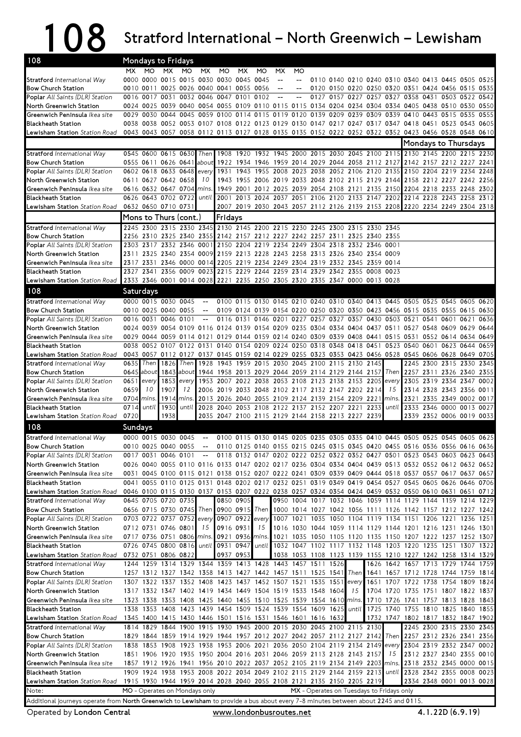# 108 Stratford International – North Greenwich – Lewisham

## Mondays to Fridays

| 108 | MX | MO | MX | MO | MX | MO | MX | MO | MX | MO | | | | | | | | | | |
|---|---|---|---|---|---|---|---|---|---|---|---|---|---|---|---|---|---|---|---|---|
| Stratford *International Way* | 0000 | 0000 | 0015 | 0015 | 0030 | 0030 | 0045 | 0045 | -- | -- | 0110 | 0140 | 0210 | 0240 | 0310 | 0340 | 0413 | 0445 | 0505 | 0525 |
| Bow Church Station | 0010 | 0011 | 0025 | 0026 | 0040 | 0041 | 0055 | 0056 | -- | -- | 0120 | 0150 | 0220 | 0250 | 0320 | 0351 | 0424 | 0456 | 0515 | 0535 |
| Poplar *All Saints (DLR) Station* | 0016 | 0017 | 0031 | 0032 | 0046 | 0047 | 0101 | 0102 | -- | -- | 0127 | 0157 | 0227 | 0257 | 0327 | 0358 | 0431 | 0503 | 0522 | 0542 |
| North Greenwich Station | 0024 | 0025 | 0039 | 0040 | 0054 | 0055 | 0109 | 0110 | 0115 | 0115 | 0134 | 0204 | 0234 | 0304 | 0334 | 0405 | 0438 | 0510 | 0530 | 0550 |
| Greenwich Peninsula *Ikea site* | 0029 | 0030 | 0044 | 0045 | 0059 | 0100 | 0114 | 0115 | 0119 | 0120 | 0139 | 0209 | 0239 | 0309 | 0339 | 0410 | 0443 | 0515 | 0535 | 0555 |
| Blackheath Station | 0038 | 0038 | 0052 | 0053 | 0107 | 0108 | 0122 | 0123 | 0129 | 0130 | 0147 | 0217 | 0247 | 0317 | 0347 | 0418 | 0451 | 0523 | 0543 | 0605 |
| Lewisham Station *Station Road* | 0043 | 0043 | 0057 | 0058 | 0112 | 0113 | 0127 | 0128 | 0135 | 0135 | 0152 | 0222 | 0252 | 0322 | 0352 | 0423 | 0456 | 0528 | 0548 | 0610 |

| | | | | | | | | | | | | | | | | Mondays to Thursdays | | | | |
|---|---|---|---|---|---|---|---|---|---|---|---|---|---|---|---|---|---|---|---|---|
| Stratford *International Way* | 0545 | 0600 | 0615 | 0630 | Then | 1908 | 1920 | 1932 | 1945 | 2000 | 2015 | 2030 | 2045 | 2100 | 2115 | 2130 | 2145 | 2200 | 2215 | 2230 |
| Bow Church Station | 0555 | 0611 | 0626 | 0641 | about | 1922 | 1934 | 1946 | 1959 | 2014 | 2029 | 2044 | 2058 | 2112 | 2127 | 2142 | 2157 | 2212 | 2227 | 2241 |
| Poplar *All Saints (DLR) Station* | 0602 | 0618 | 0633 | 0648 | every | 1931 | 1943 | 1955 | 2008 | 2023 | 2038 | 2052 | 2106 | 2120 | 2135 | 2150 | 2204 | 2219 | 2234 | 2248 |
| North Greenwich Station | 0611 | 0627 | 0642 | 0658 | 10 | 1943 | 1955 | 2006 | 2019 | 2033 | 2048 | 2102 | 2115 | 2129 | 2144 | 2158 | 2212 | 2227 | 2242 | 2256 |
| Greenwich Peninsula *Ikea site* | 0616 | 0632 | 0647 | 0704 | mins. | 1949 | 2001 | 2012 | 2025 | 2039 | 2054 | 2108 | 2121 | 2135 | 2150 | 2204 | 2218 | 2233 | 2248 | 2302 |
| Blackheath Station | 0626 | 0643 | 0702 | 0722 | until | 2001 | 2013 | 2024 | 2037 | 2051 | 2106 | 2120 | 2133 | 2147 | 2202 | 2214 | 2228 | 2243 | 2258 | 2312 |
| Lewisham Station *Station Road* | 0632 | 0650 | 0710 | 0731 | | 2007 | 2019 | 2030 | 2043 | 2057 | 2112 | 2126 | 2139 | 2153 | 2208 | 2220 | 2234 | 2249 | 2304 | 2318 |

| | Mons to Thurs (cont.) | | | | | Fridays | | | | | | | | | |
|---|---|---|---|---|---|---|---|---|---|---|---|---|---|---|---|
| Stratford *International Way* | 2245 | 2300 | 2315 | 2330 | 2345 | 2130 | 2145 | 2200 | 2215 | 2230 | 2245 | 2300 | 2315 | 2330 | 2345 |
| Bow Church Station | 2256 | 2310 | 2325 | 2340 | 2355 | 2142 | 2157 | 2212 | 2227 | 2242 | 2257 | 2311 | 2325 | 2340 | 2355 |
| Poplar *All Saints (DLR) Station* | 2303 | 2317 | 2332 | 2346 | 0001 | 2150 | 2204 | 2219 | 2234 | 2249 | 2304 | 2318 | 2332 | 2346 | 0001 |
| North Greenwich Station | 2311 | 2325 | 2340 | 2354 | 0009 | 2159 | 2213 | 2228 | 2243 | 2258 | 2313 | 2326 | 2340 | 2354 | 0009 |
| Greenwich Peninsula *Ikea site* | 2317 | 2331 | 2346 | 0000 | 0014 | 2205 | 2219 | 2234 | 2249 | 2304 | 2319 | 2332 | 2345 | 2359 | 0014 |
| Blackheath Station | 2327 | 2341 | 2356 | 0009 | 0023 | 2215 | 2229 | 2244 | 2259 | 2314 | 2329 | 2342 | 2355 | 0008 | 0023 |
| Lewisham Station *Station Road* | 2333 | 2346 | 0001 | 0014 | 0028 | 2221 | 2235 | 2250 | 2305 | 2320 | 2335 | 2347 | 0000 | 0013 | 0028 |

## Saturdays

| 108 | | | | | | | | | | | | | | | | | | | | |
|---|---|---|---|---|---|---|---|---|---|---|---|---|---|---|---|---|---|---|---|---|
| Stratford *International Way* | 0000 | 0015 | 0030 | 0045 | -- | 0100 | 0115 | 0130 | 0145 | 0210 | 0240 | 0310 | 0340 | 0413 | 0445 | 0505 | 0525 | 0545 | 0605 | 0620 |
| Bow Church Station | 0010 | 0025 | 0040 | 0055 | -- | 0109 | 0124 | 0139 | 0154 | 0220 | 0250 | 0320 | 0350 | 0423 | 0456 | 0515 | 0535 | 0555 | 0615 | 0630 |
| Poplar *All Saints (DLR) Station* | 0016 | 0031 | 0046 | 0101 | -- | 0116 | 0131 | 0146 | 0201 | 0227 | 0257 | 0327 | 0357 | 0430 | 0503 | 0521 | 0541 | 0601 | 0621 | 0636 |
| North Greenwich Station | 0024 | 0039 | 0054 | 0109 | 0116 | 0124 | 0139 | 0154 | 0209 | 0235 | 0304 | 0334 | 0404 | 0437 | 0511 | 0527 | 0548 | 0609 | 0629 | 0644 |
| Greenwich Peninsula *Ikea site* | 0029 | 0044 | 0059 | 0114 | 0121 | 0129 | 0144 | 0159 | 0214 | 0240 | 0309 | 0339 | 0408 | 0441 | 0515 | 0531 | 0552 | 0614 | 0634 | 0649 |
| Blackheath Station | 0038 | 0052 | 0107 | 0122 | 0131 | 0140 | 0154 | 0209 | 0224 | 0250 | 0318 | 0348 | 0418 | 0451 | 0523 | 0540 | 0601 | 0623 | 0644 | 0659 |
| Lewisham Station *Station Road* | 0043 | 0057 | 0112 | 0127 | 0137 | 0145 | 0159 | 0214 | 0229 | 0255 | 0323 | 0353 | 0423 | 0456 | 0528 | 0545 | 0606 | 0628 | 0649 | 0705 |
| Stratford *International Way* | 0635 | Then | 1826 | Then | 1928 | 1943 | 1959 | 2015 | 2030 | 2045 | 2100 | 2115 | 2130 | 2145 | | | 2245 | 2300 | 2315 | 2330 | 2345 |
| Bow Church Station | 0645 | about | 1843 | about | 1944 | 1958 | 2013 | 2029 | 2044 | 2059 | 2114 | 2129 | 2144 | 2157 | Then | 2257 | 2311 | 2326 | 2340 | 2355 |
| Poplar *All Saints (DLR) Station* | 0651 | every | 1853 | every | 1953 | 2007 | 2022 | 2038 | 2053 | 2108 | 2123 | 2138 | 2153 | 2205 | every | 2305 | 2319 | 2334 | 2347 | 0002 |
| North Greenwich Station | 0659 | 10 | 1907 | 12 | 2006 | 2019 | 2033 | 2048 | 2102 | 2117 | 2132 | 2147 | 2202 | 2214 | 15 | 2314 | 2328 | 2343 | 2356 | 0011 |
| Greenwich Peninsula *Ikea site* | 0704 | mins. | 1914 | mins. | 2013 | 2026 | 2040 | 2055 | 2109 | 2124 | 2139 | 2154 | 2209 | 2221 | mins. | 2321 | 2335 | 2349 | 0002 | 0017 |
| Blackheath Station | 0714 | until | 1930 | until | 2028 | 2040 | 2053 | 2108 | 2122 | 2137 | 2152 | 2207 | 2221 | 2233 | until | 2333 | 2346 | 0000 | 0013 | 0027 |
| Lewisham Station *Station Road* | 0720 | | 1938 | | 2035 | 2047 | 2100 | 2115 | 2129 | 2144 | 2158 | 2213 | 2227 | 2239 | | 2339 | 2352 | 0006 | 0019 | 0033 |

## Sundays

| 108 | | | | | | | | | | | | | | | | | | | | |
|---|---|---|---|---|---|---|---|---|---|---|---|---|---|---|---|---|---|---|---|---|
| Stratford *International Way* | 0000 | 0015 | 0030 | 0045 | -- | 0100 | 0115 | 0130 | 0145 | 0205 | 0235 | 0305 | 0335 | 0410 | 0445 | 0505 | 0525 | 0545 | 0605 | 0625 |
| Bow Church Station | 0010 | 0025 | 0040 | 0055 | -- | 0110 | 0125 | 0140 | 0155 | 0215 | 0245 | 0315 | 0345 | 0420 | 0455 | 0516 | 0536 | 0556 | 0616 | 0636 |
| Poplar *All Saints (DLR) Station* | 0017 | 0031 | 0046 | 0101 | -- | 0118 | 0132 | 0147 | 0202 | 0222 | 0252 | 0322 | 0352 | 0427 | 0501 | 0523 | 0543 | 0603 | 0623 | 0643 |
| North Greenwich Station | 0026 | 0040 | 0055 | 0110 | 0116 | 0133 | 0147 | 0202 | 0217 | 0236 | 0304 | 0334 | 0404 | 0439 | 0513 | 0532 | 0552 | 0612 | 0632 | 0652 |
| Greenwich Peninsula *Ikea site* | 0031 | 0045 | 0100 | 0115 | 0121 | 0138 | 0152 | 0207 | 0222 | 0241 | 0309 | 0339 | 0409 | 0444 | 0518 | 0537 | 0557 | 0617 | 0637 | 0657 |
| Blackheath Station | 0041 | 0055 | 0110 | 0125 | 0131 | 0148 | 0202 | 0217 | 0232 | 0251 | 0319 | 0349 | 0419 | 0454 | 0527 | 0545 | 0605 | 0626 | 0646 | 0706 |
| Lewisham Station *Station Road* | 0046 | 0100 | 0115 | 0130 | 0137 | 0153 | 0207 | 0222 | 0238 | 0257 | 0324 | 0354 | 0424 | 0459 | 0532 | 0550 | 0610 | 0631 | 0651 | 0712 |
| Stratford *International Way* | 0645 | 0705 | 0720 | 0735 | | 0850 | 0905 | | 0950 | 1004 | 1017 | 1032 | 1046 | 1059 | 1114 | 1129 | 1144 | 1159 | 1214 | 1229 |
| Bow Church Station | 0656 | 0715 | 0730 | 0745 | Then | 0900 | 0915 | Then | 1000 | 1014 | 1027 | 1042 | 1056 | 1111 | 1126 | 1142 | 1157 | 1212 | 1227 | 1242 |
| Poplar *All Saints (DLR) Station* | 0703 | 0722 | 0737 | 0752 | every | 0907 | 0922 | every | 1007 | 1021 | 1035 | 1050 | 1104 | 1119 | 1134 | 1151 | 1206 | 1221 | 1236 | 1251 |
| North Greenwich Station | 0712 | 0731 | 0746 | 0801 | 15 | 0916 | 0931 | 15 | 1016 | 1030 | 1044 | 1059 | 1114 | 1129 | 1144 | 1201 | 1216 | 1231 | 1246 | 1301 |
| Greenwich Peninsula *Ikea site* | 0717 | 0736 | 0751 | 0806 | mins. | 0921 | 0936 | mins. | 1021 | 1035 | 1050 | 1105 | 1120 | 1135 | 1150 | 1207 | 1222 | 1237 | 1252 | 1307 |
| Blackheath Station | 0726 | 0745 | 0800 | 0816 | until | 0931 | 0947 | until | 1032 | 1047 | 1102 | 1117 | 1132 | 1148 | 1203 | 1220 | 1235 | 1251 | 1307 | 1322 |
| Lewisham Station *Station Road* | 0732 | 0751 | 0806 | 0822 | | 0937 | 0953 | | 1038 | 1053 | 1108 | 1123 | 1139 | 1155 | 1210 | 1227 | 1242 | 1258 | 1314 | 1329 |
| Stratford *International Way* | 1244 | 1259 | 1314 | 1329 | 1344 | 1359 | 1413 | 1428 | 1443 | 1457 | 1511 | 1526 | | 1626 | 1642 | 1657 | 1713 | 1729 | 1744 | 1759 |
| Bow Church Station | 1257 | 1312 | 1327 | 1342 | 1358 | 1413 | 1427 | 1442 | 1457 | 1511 | 1525 | 1541 | Then | 1641 | 1657 | 1712 | 1728 | 1744 | 1759 | 1814 |
| Poplar *All Saints (DLR) Station* | 1307 | 1322 | 1337 | 1352 | 1408 | 1423 | 1437 | 1452 | 1507 | 1521 | 1535 | 1551 | every | 1651 | 1707 | 1722 | 1738 | 1754 | 1809 | 1824 |
| North Greenwich Station | 1317 | 1332 | 1347 | 1402 | 1419 | 1434 | 1449 | 1504 | 1519 | 1533 | 1548 | 1604 | 15 | 1704 | 1720 | 1735 | 1751 | 1807 | 1822 | 1837 |
| Greenwich Peninsula *Ikea site* | 1323 | 1338 | 1353 | 1408 | 1425 | 1440 | 1455 | 1510 | 1525 | 1539 | 1554 | 1610 | mins. | 1710 | 1726 | 1741 | 1757 | 1813 | 1828 | 1843 |
| Blackheath Station | 1338 | 1353 | 1408 | 1423 | 1439 | 1454 | 1509 | 1524 | 1539 | 1554 | 1609 | 1625 | until | 1725 | 1740 | 1755 | 1810 | 1825 | 1840 | 1855 |
| Lewisham Station *Station Road* | 1345 | 1400 | 1415 | 1430 | 1446 | 1501 | 1516 | 1531 | 1546 | 1601 | 1616 | 1632 | | 1732 | 1747 | 1802 | 1817 | 1832 | 1847 | 1902 |
| Stratford *International Way* | 1814 | 1829 | 1844 | 1900 | 1915 | 1930 | 1945 | 2000 | 2015 | 2030 | 2045 | 2100 | 2115 | 2130 | | 2245 | 2300 | 2315 | 2330 | 2345 |
| Bow Church Station | 1829 | 1844 | 1859 | 1914 | 1929 | 1944 | 1957 | 2012 | 2027 | 2042 | 2057 | 2112 | 2127 | 2142 | Then | 2257 | 2312 | 2326 | 2341 | 2356 |
| Poplar *All Saints (DLR) Station* | 1838 | 1853 | 1908 | 1923 | 1938 | 1953 | 2006 | 2021 | 2036 | 2050 | 2104 | 2119 | 2134 | 2149 | every | 2304 | 2319 | 2332 | 2347 | 0002 |
| North Greenwich Station | 1851 | 1906 | 1920 | 1935 | 1950 | 2004 | 2016 | 2031 | 2046 | 2059 | 2113 | 2128 | 2143 | 2157 | 15 | 2312 | 2327 | 2340 | 2355 | 0010 |
| Greenwich Peninsula *Ikea site* | 1857 | 1912 | 1926 | 1941 | 1956 | 2010 | 2022 | 2037 | 2052 | 2105 | 2119 | 2134 | 2149 | 2203 | mins. | 2318 | 2332 | 2345 | 0000 | 0015 |
| Blackheath Station | 1909 | 1924 | 1938 | 1953 | 2008 | 2022 | 2034 | 2049 | 2102 | 2115 | 2129 | 2144 | 2159 | 2213 | until | 2328 | 2342 | 2355 | 0008 | 0023 |
| Lewisham Station *Station Road* | 1915 | 1930 | 1944 | 1959 | 2014 | 2028 | 2040 | 2055 | 2108 | 2121 | 2135 | 2150 | 2205 | 2219 | | 2334 | 2348 | 0001 | 0013 | 0028 |

Note: MO - Operates on Mondays only; MX - Operates on Tuesdays to Fridays only

Additional journeys operate from **North Greenwich** to **Lewisham** to provide a bus about every 7-8 minutes between about 2245 and 0115.

Operated by **London Central** — www.londonbusroutes.net — 4.1.22D (6.9.19)